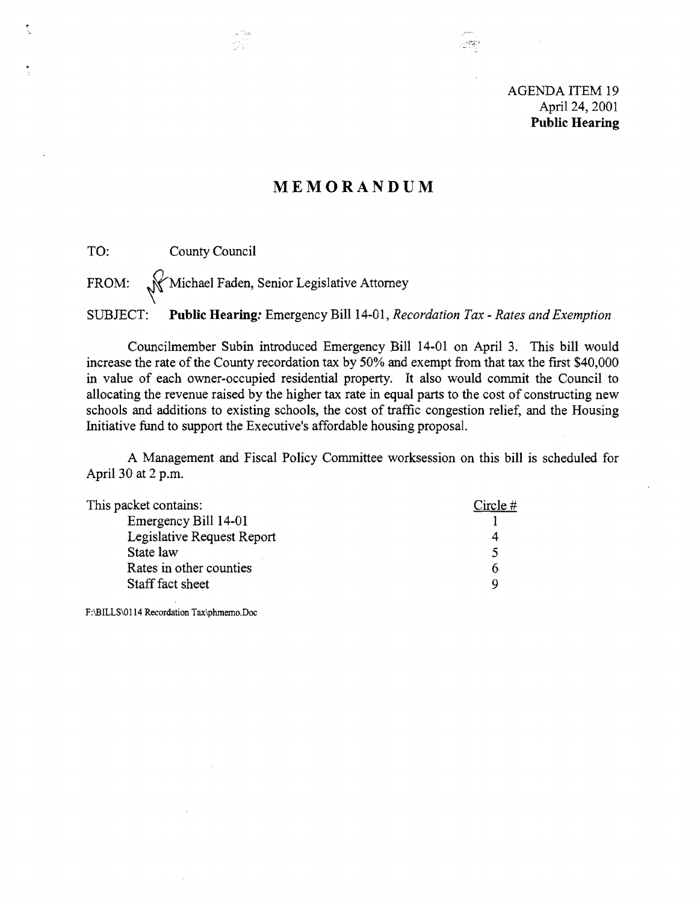AGENDA ITEM 19
April 24, 2001
**Public Hearing**

# MEMORANDUM

TO: County Council

FROM: Michael Faden, Senior Legislative Attorney

SUBJECT: **Public Hearing:** Emergency Bill 14-01, *Recordation Tax - Rates and Exemption*

Councilmember Subin introduced Emergency Bill 14-01 on April 3. This bill would increase the rate of the County recordation tax by 50% and exempt from that tax the first $40,000 in value of each owner-occupied residential property. It also would commit the Council to allocating the revenue raised by the higher tax rate in equal parts to the cost of constructing new schools and additions to existing schools, the cost of traffic congestion relief, and the Housing Initiative fund to support the Executive's affordable housing proposal.

A Management and Fiscal Policy Committee worksession on this bill is scheduled for April 30 at 2 p.m.

| This packet contains: | Circle # |
|---|---|
| Emergency Bill 14-01 | 1 |
| Legislative Request Report | 4 |
| State law | 5 |
| Rates in other counties | 6 |
| Staff fact sheet | 9 |

F:\BILLS\0114 Recordation Tax\phmemo.Doc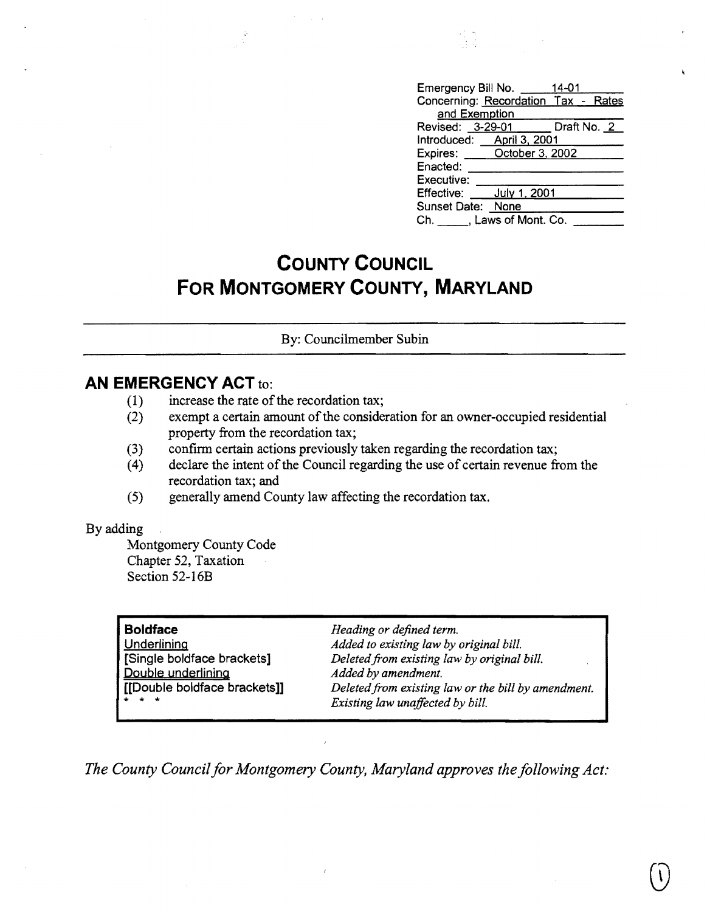| | |
|---|---|
| Emergency Bill No. | 14-01 |
| Concerning: | Recordation Tax - Rates and Exemption |
| Revised: 3-29-01 | Draft No. 2 |
| Introduced: | April 3, 2001 |
| Expires: | October 3, 2002 |
| Enacted: | |
| Executive: | |
| Effective: | July 1, 2001 |
| Sunset Date: | None |
| Ch. ____, Laws of Mont. Co. | |

# COUNTY COUNCIL FOR MONTGOMERY COUNTY, MARYLAND

By: Councilmember Subin

## AN EMERGENCY ACT to:

(1) increase the rate of the recordation tax;
(2) exempt a certain amount of the consideration for an owner-occupied residential property from the recordation tax;
(3) confirm certain actions previously taken regarding the recordation tax;
(4) declare the intent of the Council regarding the use of certain revenue from the recordation tax; and
(5) generally amend County law affecting the recordation tax.

By adding
Montgomery County Code
Chapter 52, Taxation
Section 52-16B

| | |
|---|---|
| **Boldface** | *Heading or defined term.* |
| Underlining | *Added to existing law by original bill.* |
| [Single boldface brackets] | *Deleted from existing law by original bill.* |
| Double underlining | *Added by amendment.* |
| [[Double boldface brackets]] | *Deleted from existing law or the bill by amendment.* |
| * * * | *Existing law unaffected by bill.* |

*The County Council for Montgomery County, Maryland approves the following Act:*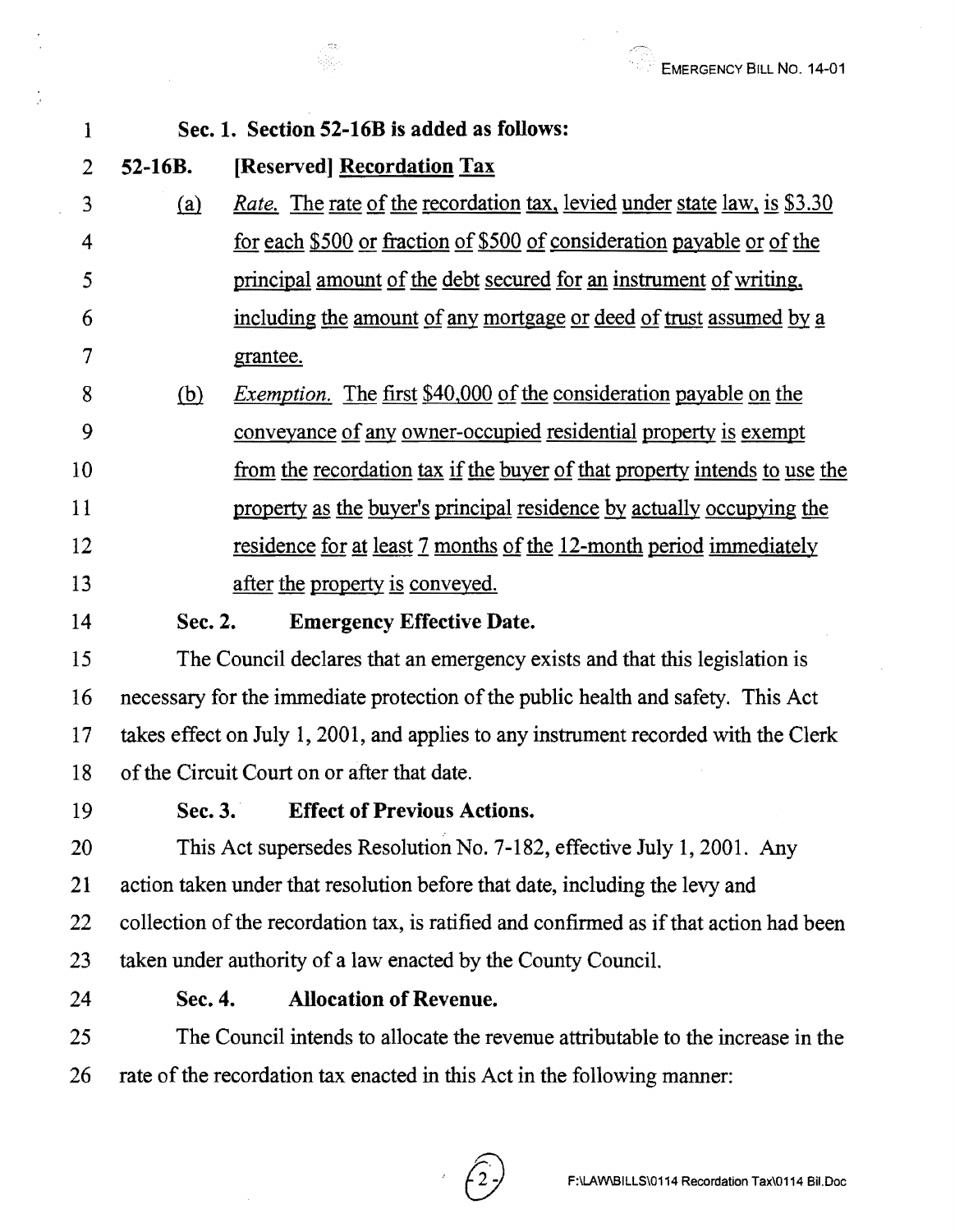**Sec. 1. Section 52-16B is added as follows:**

**52-16B. [Reserved] Recordation Tax**

(a) *Rate.* The rate of the recordation tax, levied under state law, is $3.30 for each $500 or fraction of $500 of consideration payable or of the principal amount of the debt secured for an instrument of writing, including the amount of any mortgage or deed of trust assumed by a grantee.

(b) *Exemption.* The first $40,000 of the consideration payable on the conveyance of any owner-occupied residential property is exempt from the recordation tax if the buyer of that property intends to use the property as the buyer's principal residence by actually occupying the residence for at least 7 months of the 12-month period immediately after the property is conveyed.

**Sec. 2. Emergency Effective Date.**

The Council declares that an emergency exists and that this legislation is necessary for the immediate protection of the public health and safety. This Act takes effect on July 1, 2001, and applies to any instrument recorded with the Clerk of the Circuit Court on or after that date.

**Sec. 3. Effect of Previous Actions.**

This Act supersedes Resolution No. 7-182, effective July 1, 2001. Any action taken under that resolution before that date, including the levy and collection of the recordation tax, is ratified and confirmed as if that action had been taken under authority of a law enacted by the County Council.

**Sec. 4. Allocation of Revenue.**

The Council intends to allocate the revenue attributable to the increase in the rate of the recordation tax enacted in this Act in the following manner: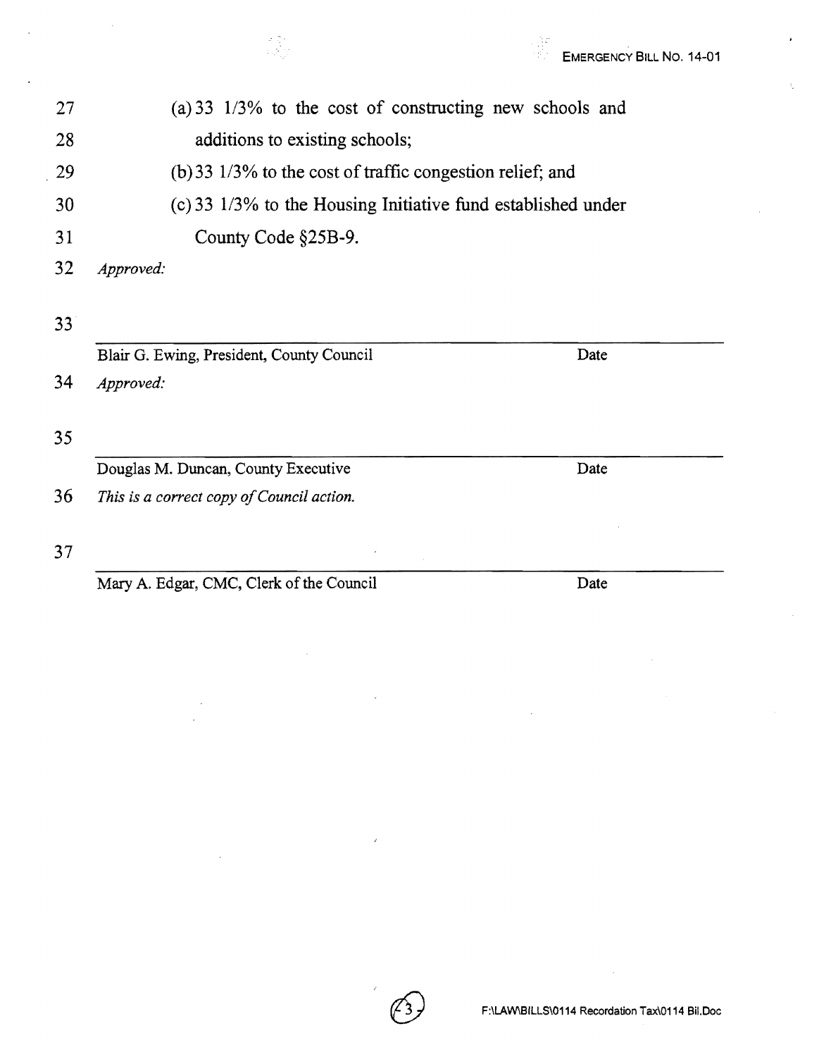27 (a) 33 1/3% to the cost of constructing new schools and
28 additions to existing schools;
29 (b) 33 1/3% to the cost of traffic congestion relief; and
30 (c) 33 1/3% to the Housing Initiative fund established under
31 County Code §25B-9.

32 *Approved:*

33

Blair G. Ewing, President, County Council — Date

34 *Approved:*

35

Douglas M. Duncan, County Executive — Date

36 *This is a correct copy of Council action.*

37

Mary A. Edgar, CMC, Clerk of the Council — Date

F:\LAW\BILLS\0114 Recordation Tax\0114 Bil.Doc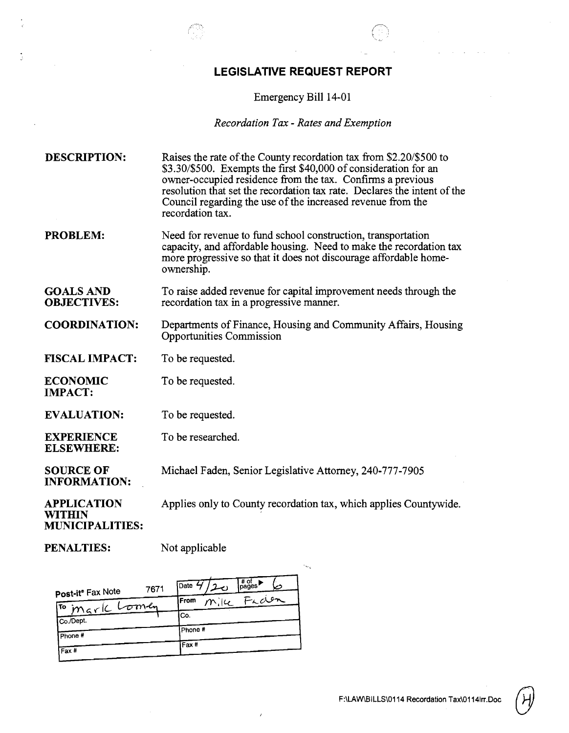## LEGISLATIVE REQUEST REPORT

Emergency Bill 14-01

*Recordation Tax - Rates and Exemption*

| | |
|---|---|
| **DESCRIPTION:** | Raises the rate of the County recordation tax from $2.20/$500 to $3.30/$500. Exempts the first $40,000 of consideration for an owner-occupied residence from the tax. Confirms a previous resolution that set the recordation tax rate. Declares the intent of the Council regarding the use of the increased revenue from the recordation tax. |
| **PROBLEM:** | Need for revenue to fund school construction, transportation capacity, and affordable housing. Need to make the recordation tax more progressive so that it does not discourage affordable home-ownership. |
| **GOALS AND OBJECTIVES:** | To raise added revenue for capital improvement needs through the recordation tax in a progressive manner. |
| **COORDINATION:** | Departments of Finance, Housing and Community Affairs, Housing Opportunities Commission |
| **FISCAL IMPACT:** | To be requested. |
| **ECONOMIC IMPACT:** | To be requested. |
| **EVALUATION:** | To be requested. |
| **EXPERIENCE ELSEWHERE:** | To be researched. |
| **SOURCE OF INFORMATION:** | Michael Faden, Senior Legislative Attorney, 240-777-7905 |
| **APPLICATION WITHIN MUNICIPALITIES:** | Applies only to County recordation tax, which applies Countywide. |
| **PENALTIES:** | Not applicable |

| Post-it® Fax Note 7671 | Date 4/20 # of pages ▶ 6 |
|---|---|
| To Mark Lomen | From Mike Faden |
| Co./Dept. | Co. |
| Phone # | Phone # |
| Fax # | Fax # |

F:\LAW\BILLS\0114 Recordation Tax\0114lrr.Doc

(H)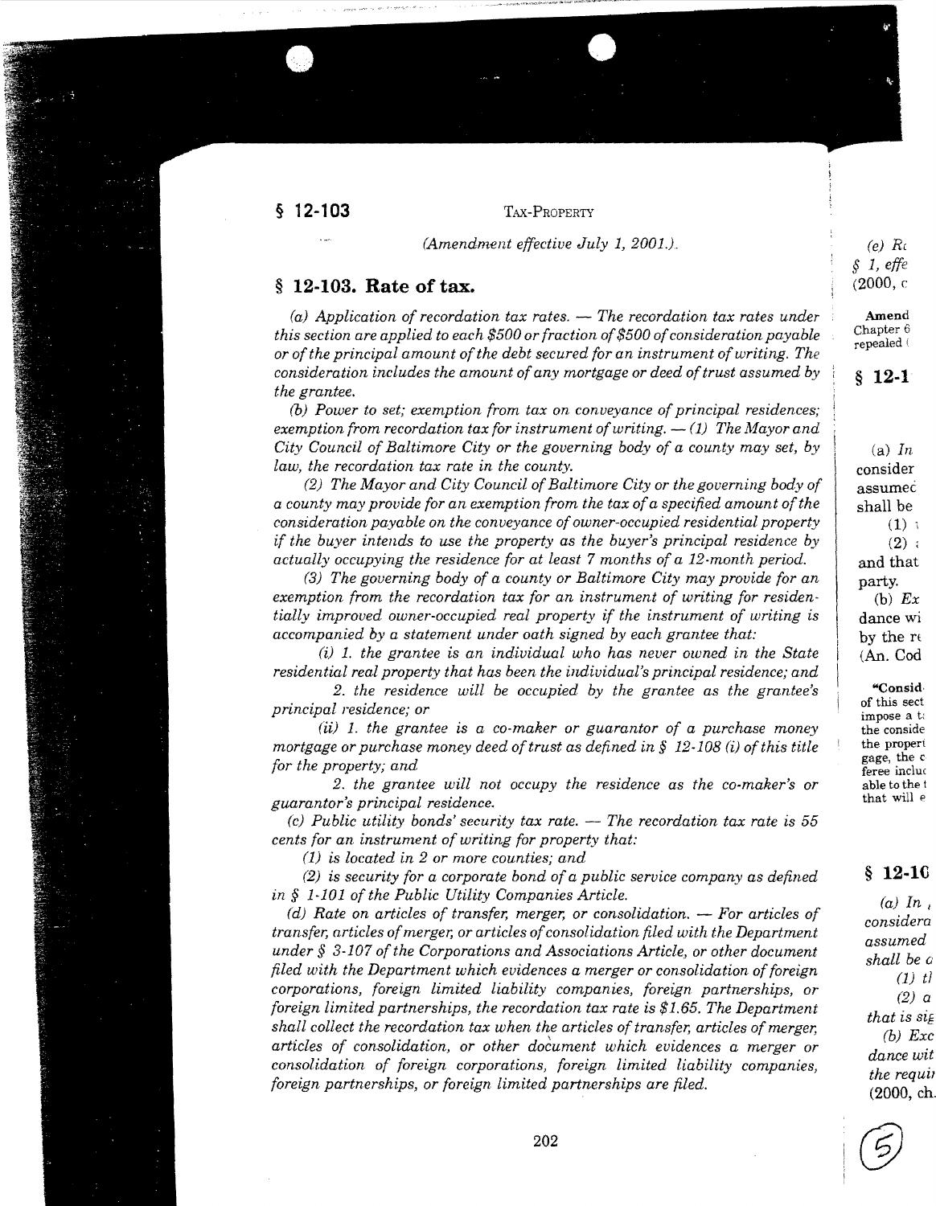*(Amendment effective July 1, 2001.)*

## § 12-103. Rate of tax.

*(a) Application of recordation tax rates. — The recordation tax rates under this section are applied to each $500 or fraction of $500 of consideration payable or of the principal amount of the debt secured for an instrument of writing. The consideration includes the amount of any mortgage or deed of trust assumed by the grantee.*

*(b) Power to set; exemption from tax on conveyance of principal residences; exemption from recordation tax for instrument of writing. — (1) The Mayor and City Council of Baltimore City or the governing body of a county may set, by law, the recordation tax rate in the county.*

*(2) The Mayor and City Council of Baltimore City or the governing body of a county may provide for an exemption from the tax of a specified amount of the consideration payable on the conveyance of owner-occupied residential property if the buyer intends to use the property as the buyer's principal residence by actually occupying the residence for at least 7 months of a 12-month period.*

*(3) The governing body of a county or Baltimore City may provide for an exemption from the recordation tax for an instrument of writing for residentially improved owner-occupied real property if the instrument of writing is accompanied by a statement under oath signed by each grantee that:*

*(i) 1. the grantee is an individual who has never owned in the State residential real property that has been the individual's principal residence; and*

*2. the residence will be occupied by the grantee as the grantee's principal residence; or*

*(ii) 1. the grantee is a co-maker or guarantor of a purchase money mortgage or purchase money deed of trust as defined in § 12-108 (i) of this title for the property; and*

*2. the grantee will not occupy the residence as the co-maker's or guarantor's principal residence.*

*(c) Public utility bonds' security tax rate. — The recordation tax rate is 55 cents for an instrument of writing for property that:*

*(1) is located in 2 or more counties; and*

*(2) is security for a corporate bond of a public service company as defined in § 1-101 of the Public Utility Companies Article.*

*(d) Rate on articles of transfer, merger, or consolidation. — For articles of transfer, articles of merger, or articles of consolidation filed with the Department under § 3-107 of the Corporations and Associations Article, or other document filed with the Department which evidences a merger or consolidation of foreign corporations, foreign limited liability companies, foreign partnerships, or foreign limited partnerships, the recordation tax rate is $1.65. The Department shall collect the recordation tax when the articles of transfer, articles of merger, articles of consolidation, or other document which evidences a merger or consolidation of foreign corporations, foreign limited liability companies, foreign partnerships, or foreign limited partnerships are filed.*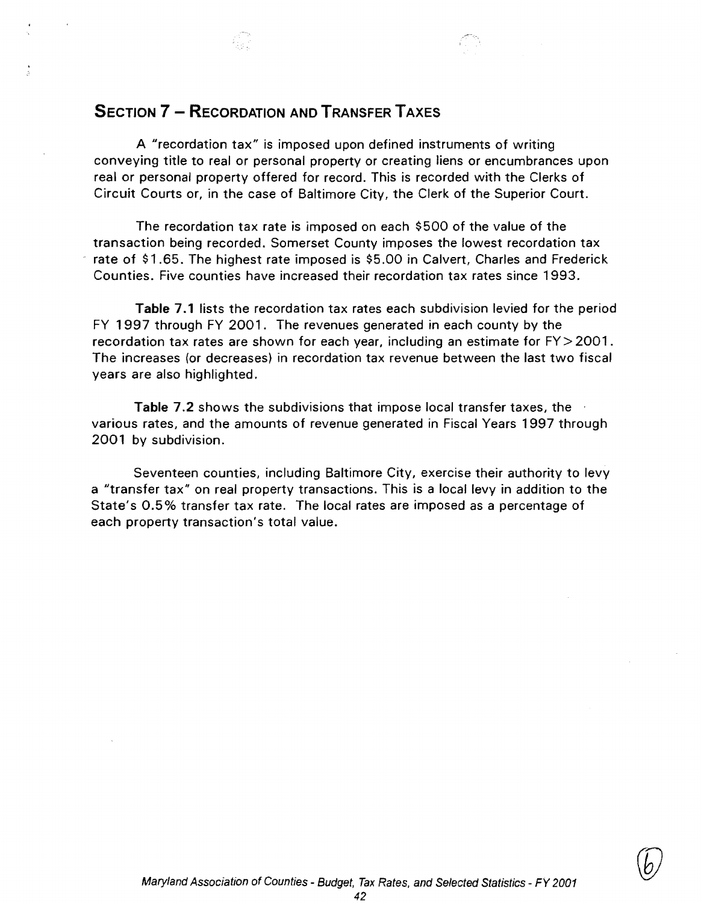## Section 7 – Recordation and Transfer Taxes

A "recordation tax" is imposed upon defined instruments of writing conveying title to real or personal property or creating liens or encumbrances upon real or personal property offered for record. This is recorded with the Clerks of Circuit Courts or, in the case of Baltimore City, the Clerk of the Superior Court.

The recordation tax rate is imposed on each $500 of the value of the transaction being recorded. Somerset County imposes the lowest recordation tax rate of $1.65. The highest rate imposed is $5.00 in Calvert, Charles and Frederick Counties. Five counties have increased their recordation tax rates since 1993.

**Table 7.1** lists the recordation tax rates each subdivision levied for the period FY 1997 through FY 2001. The revenues generated in each county by the recordation tax rates are shown for each year, including an estimate for FY>2001. The increases (or decreases) in recordation tax revenue between the last two fiscal years are also highlighted.

**Table 7.2** shows the subdivisions that impose local transfer taxes, the various rates, and the amounts of revenue generated in Fiscal Years 1997 through 2001 by subdivision.

Seventeen counties, including Baltimore City, exercise their authority to levy a "transfer tax" on real property transactions. This is a local levy in addition to the State's 0.5% transfer tax rate. The local rates are imposed as a percentage of each property transaction's total value.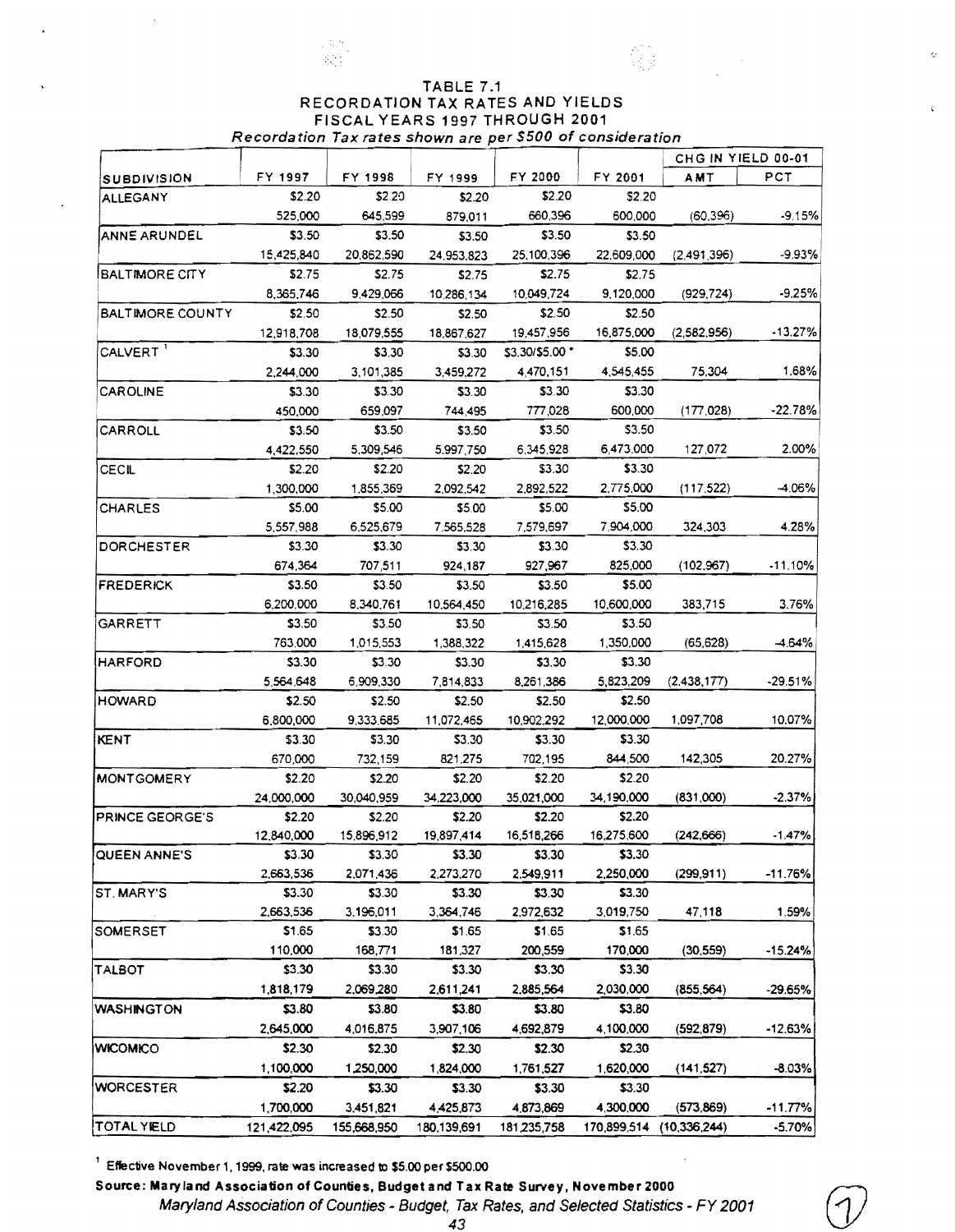# TABLE 7.1
## RECORDATION TAX RATES AND YIELDS
## FISCAL YEARS 1997 THROUGH 2001

*Recordation Tax rates shown are per $500 of consideration*

| | | | | | | CHG IN YIELD 00-01 | |
|---|---|---|---|---|---|---|---|
| SUBDIVISION | FY 1997 | FY 1998 | FY 1999 | FY 2000 | FY 2001 | AMT | PCT |
| ALLEGANY | $2.20 | $2.20 | $2.20 | $2.20 | $2.20 | | |
| | 525,000 | 645,599 | 879,011 | 660,396 | 600,000 | (60,396) | -9.15% |
| ANNE ARUNDEL | $3.50 | $3.50 | $3.50 | $3.50 | $3.50 | | |
| | 15,425,840 | 20,862,590 | 24,953,823 | 25,100,396 | 22,609,000 | (2,491,396) | -9.93% |
| BALTIMORE CITY | $2.75 | $2.75 | $2.75 | $2.75 | $2.75 | | |
| | 8,365,746 | 9,429,066 | 10,286,134 | 10,049,724 | 9,120,000 | (929,724) | -9.25% |
| BALTIMORE COUNTY | $2.50 | $2.50 | $2.50 | $2.50 | $2.50 | | |
| | 12,918,708 | 18,079,555 | 18,867,627 | 19,457,956 | 16,875,000 | (2,582,956) | -13.27% |
| CALVERT [1] | $3.30 | $3.30 | $3.30 | $3.30/$5.00 * | $5.00 | | |
| | 2,244,000 | 3,101,385 | 3,459,272 | 4,470,151 | 4,545,455 | 75,304 | 1.68% |
| CAROLINE | $3.30 | $3.30 | $3.30 | $3.30 | $3.30 | | |
| | 450,000 | 659,097 | 744,495 | 777,028 | 600,000 | (177,028) | -22.78% |
| CARROLL | $3.50 | $3.50 | $3.50 | $3.50 | $3.50 | | |
| | 4,422,550 | 5,309,546 | 5,997,750 | 6,345,928 | 6,473,000 | 127,072 | 2.00% |
| CECIL | $2.20 | $2.20 | $2.20 | $3.30 | $3.30 | | |
| | 1,300,000 | 1,855,369 | 2,092,542 | 2,892,522 | 2,775,000 | (117,522) | -4.06% |
| CHARLES | $5.00 | $5.00 | $5.00 | $5.00 | $5.00 | | |
| | 5,557,988 | 6,525,679 | 7,565,528 | 7,579,697 | 7,904,000 | 324,303 | 4.28% |
| DORCHESTER | $3.30 | $3.30 | $3.30 | $3.30 | $3.30 | | |
| | 674,364 | 707,511 | 924,187 | 927,967 | 825,000 | (102,967) | -11.10% |
| FREDERICK | $3.50 | $3.50 | $3.50 | $3.50 | $5.00 | | |
| | 6,200,000 | 8,340,761 | 10,564,450 | 10,216,285 | 10,600,000 | 383,715 | 3.76% |
| GARRETT | $3.50 | $3.50 | $3.50 | $3.50 | $3.50 | | |
| | 763,000 | 1,015,553 | 1,388,322 | 1,415,628 | 1,350,000 | (65,628) | -4.64% |
| HARFORD | $3.30 | $3.30 | $3.30 | $3.30 | $3.30 | | |
| | 5,564,648 | 6,909,330 | 7,814,833 | 8,261,386 | 5,823,209 | (2,438,177) | -29.51% |
| HOWARD | $2.50 | $2.50 | $2.50 | $2.50 | $2.50 | | |
| | 6,800,000 | 9,333,685 | 11,072,465 | 10,902,292 | 12,000,000 | 1,097,708 | 10.07% |
| KENT | $3.30 | $3.30 | $3.30 | $3.30 | $3.30 | | |
| | 670,000 | 732,159 | 821,275 | 702,195 | 844,500 | 142,305 | 20.27% |
| MONTGOMERY | $2.20 | $2.20 | $2.20 | $2.20 | $2.20 | | |
| | 24,000,000 | 30,040,959 | 34,223,000 | 35,021,000 | 34,190,000 | (831,000) | -2.37% |
| PRINCE GEORGE'S | $2.20 | $2.20 | $2.20 | $2.20 | $2.20 | | |
| | 12,840,000 | 15,896,912 | 19,897,414 | 16,518,266 | 16,275,600 | (242,666) | -1.47% |
| QUEEN ANNE'S | $3.30 | $3.30 | $3.30 | $3.30 | $3.30 | | |
| | 2,663,536 | 2,071,436 | 2,273,270 | 2,549,911 | 2,250,000 | (299,911) | -11.76% |
| ST. MARY'S | $3.30 | $3.30 | $3.30 | $3.30 | $3.30 | | |
| | 2,663,536 | 3,196,011 | 3,364,746 | 2,972,632 | 3,019,750 | 47,118 | 1.59% |
| SOMERSET | $1.65 | $3.30 | $1.65 | $1.65 | $1.65 | | |
| | 110,000 | 168,771 | 181,327 | 200,559 | 170,000 | (30,559) | -15.24% |
| TALBOT | $3.30 | $3.30 | $3.30 | $3.30 | $3.30 | | |
| | 1,818,179 | 2,069,280 | 2,611,241 | 2,885,564 | 2,030,000 | (855,564) | -29.65% |
| WASHINGTON | $3.80 | $3.80 | $3.80 | $3.80 | $3.80 | | |
| | 2,645,000 | 4,016,875 | 3,907,106 | 4,692,879 | 4,100,000 | (592,879) | -12.63% |
| WICOMICO | $2.30 | $2.30 | $2.30 | $2.30 | $2.30 | | |
| | 1,100,000 | 1,250,000 | 1,824,000 | 1,761,527 | 1,620,000 | (141,527) | -8.03% |
| WORCESTER | $2.20 | $3.30 | $3.30 | $3.30 | $3.30 | | |
| | 1,700,000 | 3,451,821 | 4,425,873 | 4,873,869 | 4,300,000 | (573,869) | -11.77% |
| TOTAL YIELD | 121,422,095 | 155,668,950 | 180,139,691 | 181,235,758 | 170,899,514 | (10,336,244) | -5.70% |

[1] Effective November 1, 1999, rate was increased to $5.00 per $500.00

**Source: Maryland Association of Counties, Budget and Tax Rate Survey, November 2000**

*Maryland Association of Counties - Budget, Tax Rates, and Selected Statistics - FY 2001*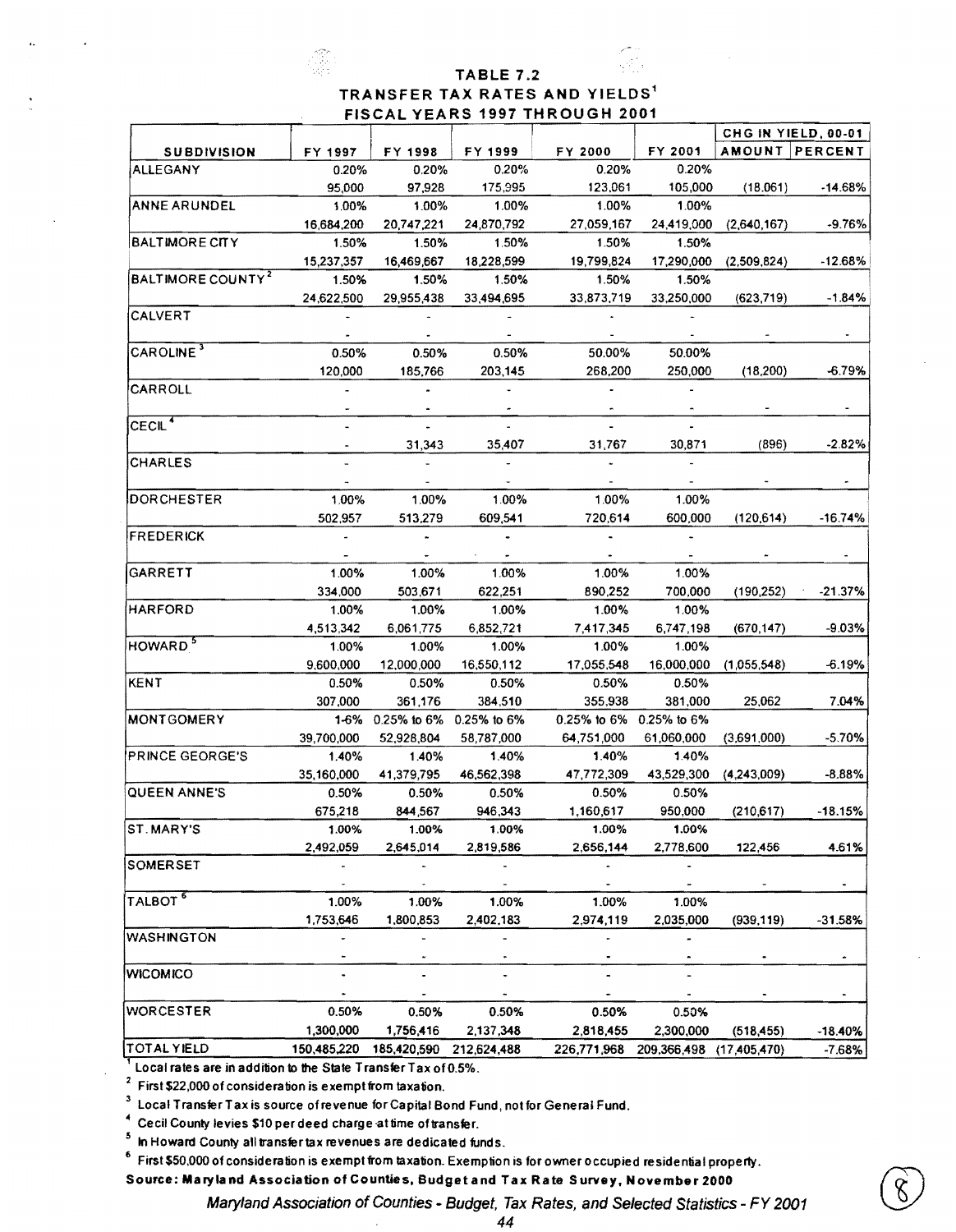# TABLE 7.2
## TRANSFER TAX RATES AND YIELDS[1]
## FISCAL YEARS 1997 THROUGH 2001

| SUBDIVISION | FY 1997 | FY 1998 | FY 1999 | FY 2000 | FY 2001 | CHG IN YIELD, 00-01 AMOUNT | CHG IN YIELD, 00-01 PERCENT |
|---|---|---|---|---|---|---|---|
| ALLEGANY | 0.20% | 0.20% | 0.20% | 0.20% | 0.20% | | |
| | 95,000 | 97,928 | 175,995 | 123,061 | 105,000 | (18,061) | -14.68% |
| ANNE ARUNDEL | 1.00% | 1.00% | 1.00% | 1.00% | 1.00% | | |
| | 16,684,200 | 20,747,221 | 24,870,792 | 27,059,167 | 24,419,000 | (2,640,167) | -9.76% |
| BALTIMORE CITY | 1.50% | 1.50% | 1.50% | 1.50% | 1.50% | | |
| | 15,237,357 | 16,469,667 | 18,228,599 | 19,799,824 | 17,290,000 | (2,509,824) | -12.68% |
| BALTIMORE COUNTY[2] | 1.50% | 1.50% | 1.50% | 1.50% | 1.50% | | |
| | 24,622,500 | 29,955,438 | 33,494,695 | 33,873,719 | 33,250,000 | (623,719) | -1.84% |
| CALVERT | - | - | - | - | - | | |
| | - | - | - | - | - | - | - |
| CAROLINE[3] | 0.50% | 0.50% | 0.50% | 50.00% | 50.00% | | |
| | 120,000 | 185,766 | 203,145 | 268,200 | 250,000 | (18,200) | -6.79% |
| CARROLL | - | - | - | - | - | | |
| | - | - | - | - | - | - | - |
| CECIL[4] | - | - | - | - | - | | |
| | - | 31,343 | 35,407 | 31,767 | 30,871 | (896) | -2.82% |
| CHARLES | - | - | - | - | - | | |
| | - | - | - | - | - | - | - |
| DORCHESTER | 1.00% | 1.00% | 1.00% | 1.00% | 1.00% | | |
| | 502,957 | 513,279 | 609,541 | 720,614 | 600,000 | (120,614) | -16.74% |
| FREDERICK | - | - | - | - | - | | |
| | - | - | - | - | - | - | - |
| GARRETT | 1.00% | 1.00% | 1.00% | 1.00% | 1.00% | | |
| | 334,000 | 503,671 | 622,251 | 890,252 | 700,000 | (190,252) | -21.37% |
| HARFORD | 1.00% | 1.00% | 1.00% | 1.00% | 1.00% | | |
| | 4,513,342 | 6,061,775 | 6,852,721 | 7,417,345 | 6,747,198 | (670,147) | -9.03% |
| HOWARD[5] | 1.00% | 1.00% | 1.00% | 1.00% | 1.00% | | |
| | 9,600,000 | 12,000,000 | 16,550,112 | 17,055,548 | 16,000,000 | (1,055,548) | -6.19% |
| KENT | 0.50% | 0.50% | 0.50% | 0.50% | 0.50% | | |
| | 307,000 | 361,176 | 384,510 | 355,938 | 381,000 | 25,062 | 7.04% |
| MONTGOMERY | 1-6% | 0.25% to 6% | 0.25% to 6% | 0.25% to 6% | 0.25% to 6% | | |
| | 39,700,000 | 52,928,804 | 58,787,000 | 64,751,000 | 61,060,000 | (3,691,000) | -5.70% |
| PRINCE GEORGE'S | 1.40% | 1.40% | 1.40% | 1.40% | 1.40% | | |
| | 35,160,000 | 41,379,795 | 46,562,398 | 47,772,309 | 43,529,300 | (4,243,009) | -8.88% |
| QUEEN ANNE'S | 0.50% | 0.50% | 0.50% | 0.50% | 0.50% | | |
| | 675,218 | 844,567 | 946,343 | 1,160,617 | 950,000 | (210,617) | -18.15% |
| ST. MARY'S | 1.00% | 1.00% | 1.00% | 1.00% | 1.00% | | |
| | 2,492,059 | 2,645,014 | 2,819,586 | 2,656,144 | 2,778,600 | 122,456 | 4.61% |
| SOMERSET | - | - | - | - | - | | |
| | - | - | - | - | - | - | - |
| TALBOT[6] | 1.00% | 1.00% | 1.00% | 1.00% | 1.00% | | |
| | 1,753,646 | 1,800,853 | 2,402,183 | 2,974,119 | 2,035,000 | (939,119) | -31.58% |
| WASHINGTON | - | - | - | - | - | | |
| | - | - | - | - | - | - | - |
| WICOMICO | - | - | - | - | - | | |
| | - | - | - | - | - | - | - |
| WORCESTER | 0.50% | 0.50% | 0.50% | 0.50% | 0.50% | | |
| | 1,300,000 | 1,756,416 | 2,137,348 | 2,818,455 | 2,300,000 | (518,455) | -18.40% |
| TOTAL YIELD | 150,485,220 | 185,420,590 | 212,624,488 | 226,771,968 | 209,366,498 | (17,405,470) | -7.68% |

[1] Local rates are in addition to the State Transfer Tax of 0.5%.

[2] First $22,000 of consideration is exempt from taxation.

[3] Local Transfer Tax is source of revenue for Capital Bond Fund, not for General Fund.

[4] Cecil County levies $10 per deed charge at time of transfer.

[5] In Howard County all transfer tax revenues are dedicated funds.

[6] First $50,000 of consideration is exempt from taxation. Exemption is for owner occupied residential property.

**Source: Maryland Association of Counties, Budget and Tax Rate Survey, November 2000**

*Maryland Association of Counties - Budget, Tax Rates, and Selected Statistics - FY 2001*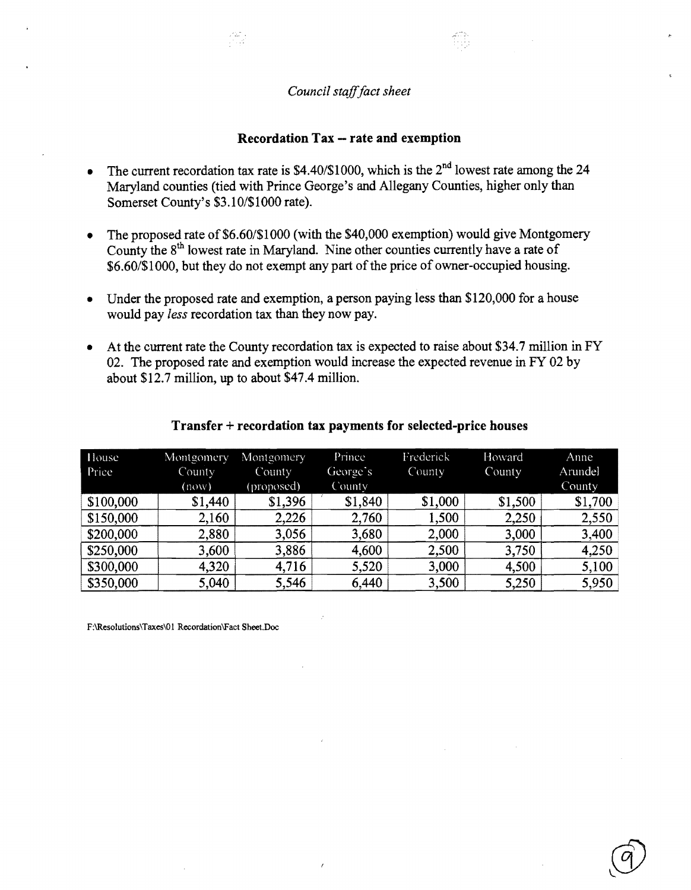*Council staff fact sheet*

## Recordation Tax – rate and exemption

- The current recordation tax rate is \$4.40/\$1000, which is the 2nd lowest rate among the 24 Maryland counties (tied with Prince George's and Allegany Counties, higher only than Somerset County's \$3.10/\$1000 rate).
- The proposed rate of \$6.60/\$1000 (with the \$40,000 exemption) would give Montgomery County the 8th lowest rate in Maryland. Nine other counties currently have a rate of \$6.60/\$1000, but they do not exempt any part of the price of owner-occupied housing.
- Under the proposed rate and exemption, a person paying less than \$120,000 for a house would pay *less* recordation tax than they now pay.
- At the current rate the County recordation tax is expected to raise about \$34.7 million in FY 02. The proposed rate and exemption would increase the expected revenue in FY 02 by about \$12.7 million, up to about \$47.4 million.

### Transfer + recordation tax payments for selected-price houses

| House Price | Montgomery County (now) | Montgomery County (proposed) | Prince George's County | Frederick County | Howard County | Anne Arundel County |
|---|---|---|---|---|---|---|
| \$100,000 | \$1,440 | \$1,396 | \$1,840 | \$1,000 | \$1,500 | \$1,700 |
| \$150,000 | 2,160 | 2,226 | 2,760 | 1,500 | 2,250 | 2,550 |
| \$200,000 | 2,880 | 3,056 | 3,680 | 2,000 | 3,000 | 3,400 |
| \$250,000 | 3,600 | 3,886 | 4,600 | 2,500 | 3,750 | 4,250 |
| \$300,000 | 4,320 | 4,716 | 5,520 | 3,000 | 4,500 | 5,100 |
| \$350,000 | 5,040 | 5,546 | 6,440 | 3,500 | 5,250 | 5,950 |

F:\Resolutions\Taxes\01 Recordation\Fact Sheet.Doc